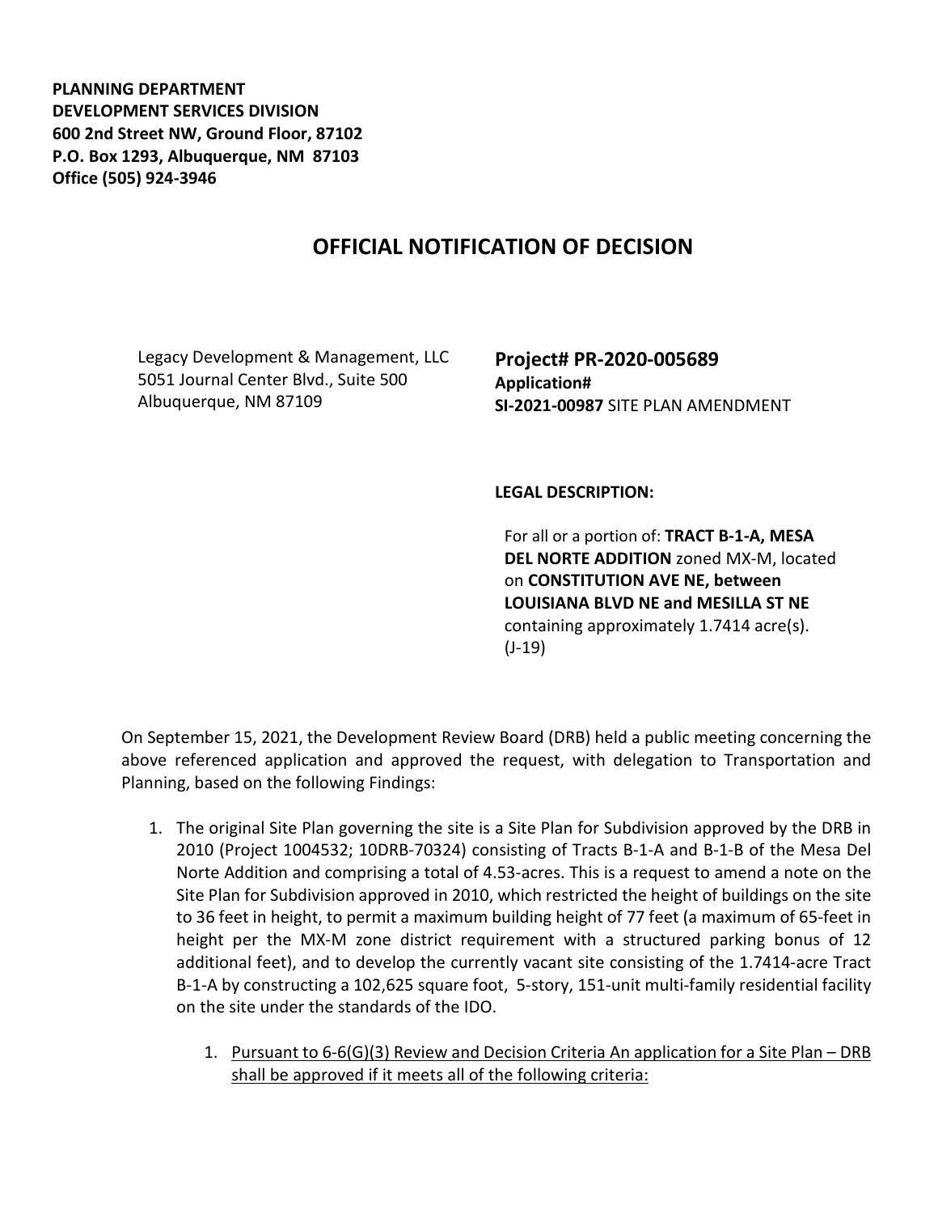**PLANNING DEPARTMENT**
**DEVELOPMENT SERVICES DIVISION**
**600 2nd Street NW, Ground Floor, 87102**
**P.O. Box 1293, Albuquerque, NM 87103**
**Office (505) 924-3946**

# OFFICIAL NOTIFICATION OF DECISION

Legacy Development & Management, LLC
5051 Journal Center Blvd., Suite 500
Albuquerque, NM 87109

**Project# PR-2020-005689**
**Application#**
**SI-2021-00987** SITE PLAN AMENDMENT

**LEGAL DESCRIPTION:**

For all or a portion of: **TRACT B-1-A, MESA DEL NORTE ADDITION** zoned MX-M, located on **CONSTITUTION AVE NE, between LOUISIANA BLVD NE and MESILLA ST NE** containing approximately 1.7414 acre(s). (J-19)

On September 15, 2021, the Development Review Board (DRB) held a public meeting concerning the above referenced application and approved the request, with delegation to Transportation and Planning, based on the following Findings:

1. The original Site Plan governing the site is a Site Plan for Subdivision approved by the DRB in 2010 (Project 1004532; 10DRB-70324) consisting of Tracts B-1-A and B-1-B of the Mesa Del Norte Addition and comprising a total of 4.53-acres. This is a request to amend a note on the Site Plan for Subdivision approved in 2010, which restricted the height of buildings on the site to 36 feet in height, to permit a maximum building height of 77 feet (a maximum of 65-feet in height per the MX-M zone district requirement with a structured parking bonus of 12 additional feet), and to develop the currently vacant site consisting of the 1.7414-acre Tract B-1-A by constructing a 102,625 square foot, 5-story, 151-unit multi-family residential facility on the site under the standards of the IDO.

    1. <u>Pursuant to 6-6(G)(3) Review and Decision Criteria An application for a Site Plan – DRB shall be approved if it meets all of the following criteria:</u>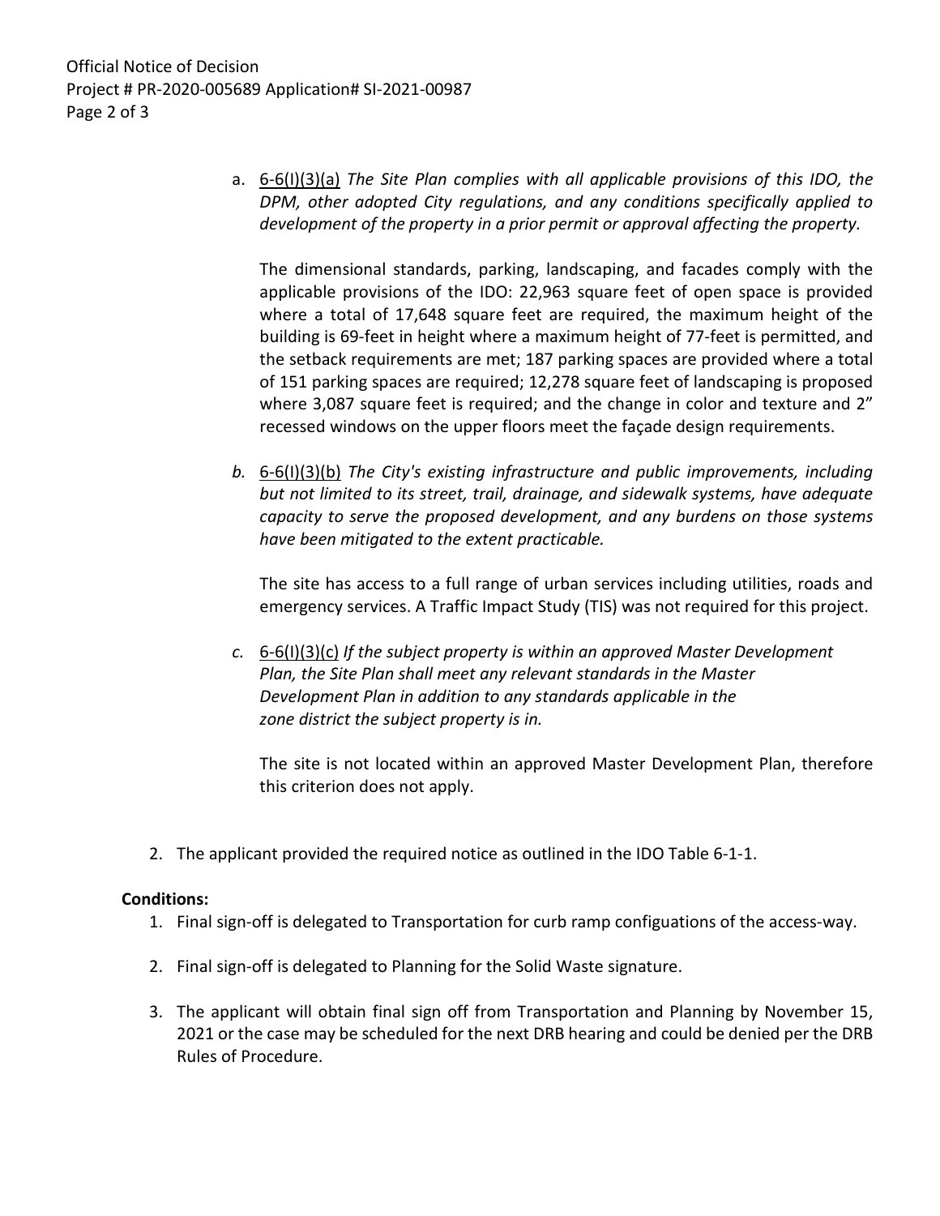a. 6-6(I)(3)(a) *The Site Plan complies with all applicable provisions of this IDO, the DPM, other adopted City regulations, and any conditions specifically applied to development of the property in a prior permit or approval affecting the property.*

   The dimensional standards, parking, landscaping, and facades comply with the applicable provisions of the IDO: 22,963 square feet of open space is provided where a total of 17,648 square feet are required, the maximum height of the building is 69-feet in height where a maximum height of 77-feet is permitted, and the setback requirements are met; 187 parking spaces are provided where a total of 151 parking spaces are required; 12,278 square feet of landscaping is proposed where 3,087 square feet is required; and the change in color and texture and 2" recessed windows on the upper floors meet the façade design requirements.

b. 6-6(I)(3)(b) *The City's existing infrastructure and public improvements, including but not limited to its street, trail, drainage, and sidewalk systems, have adequate capacity to serve the proposed development, and any burdens on those systems have been mitigated to the extent practicable.*

   The site has access to a full range of urban services including utilities, roads and emergency services. A Traffic Impact Study (TIS) was not required for this project.

c. 6-6(I)(3)(c) *If the subject property is within an approved Master Development Plan, the Site Plan shall meet any relevant standards in the Master Development Plan in addition to any standards applicable in the zone district the subject property is in.*

   The site is not located within an approved Master Development Plan, therefore this criterion does not apply.

2. The applicant provided the required notice as outlined in the IDO Table 6-1-1.

**Conditions:**

1. Final sign-off is delegated to Transportation for curb ramp configuations of the access-way.

2. Final sign-off is delegated to Planning for the Solid Waste signature.

3. The applicant will obtain final sign off from Transportation and Planning by November 15, 2021 or the case may be scheduled for the next DRB hearing and could be denied per the DRB Rules of Procedure.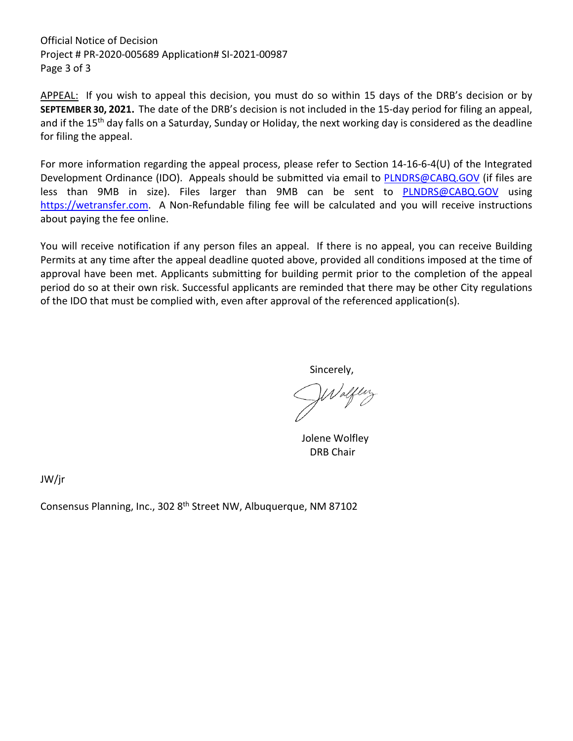Official Notice of Decision
Project # PR-2020-005689 Application# SI-2021-00987

APPEAL: If you wish to appeal this decision, you must do so within 15 days of the DRB's decision or by **SEPTEMBER 30, 2021.** The date of the DRB's decision is not included in the 15-day period for filing an appeal, and if the 15th day falls on a Saturday, Sunday or Holiday, the next working day is considered as the deadline for filing the appeal.

For more information regarding the appeal process, please refer to Section 14-16-6-4(U) of the Integrated Development Ordinance (IDO). Appeals should be submitted via email to PLNDRS@CABQ.GOV (if files are less than 9MB in size). Files larger than 9MB can be sent to PLNDRS@CABQ.GOV using https://wetransfer.com. A Non-Refundable filing fee will be calculated and you will receive instructions about paying the fee online.

You will receive notification if any person files an appeal. If there is no appeal, you can receive Building Permits at any time after the appeal deadline quoted above, provided all conditions imposed at the time of approval have been met. Applicants submitting for building permit prior to the completion of the appeal period do so at their own risk. Successful applicants are reminded that there may be other City regulations of the IDO that must be complied with, even after approval of the referenced application(s).

Sincerely,

JWolfley

Jolene Wolfley
DRB Chair

JW/jr

Consensus Planning, Inc., 302 8th Street NW, Albuquerque, NM 87102